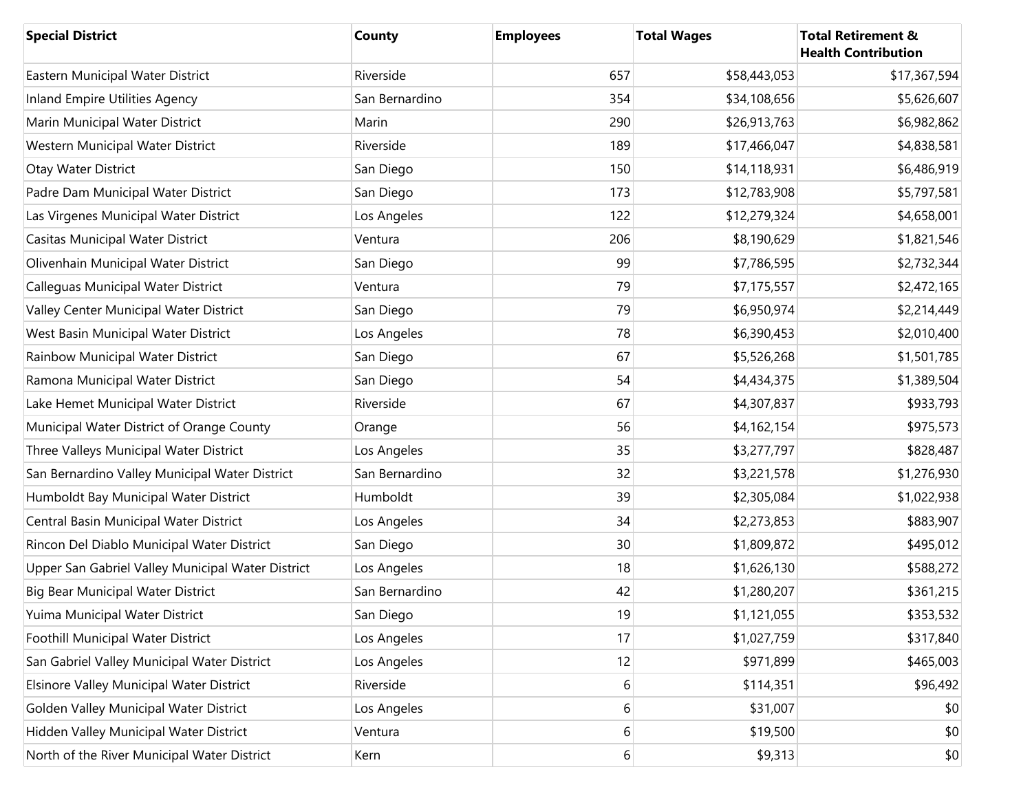| Special District | County | Employees | Total Wages | Total Retirement & Health Contribution |
| --- | --- | --- | --- | --- |
| Eastern Municipal Water District | Riverside | 657 | $58,443,053 | $17,367,594 |
| Inland Empire Utilities Agency | San Bernardino | 354 | $34,108,656 | $5,626,607 |
| Marin Municipal Water District | Marin | 290 | $26,913,763 | $6,982,862 |
| Western Municipal Water District | Riverside | 189 | $17,466,047 | $4,838,581 |
| Otay Water District | San Diego | 150 | $14,118,931 | $6,486,919 |
| Padre Dam Municipal Water District | San Diego | 173 | $12,783,908 | $5,797,581 |
| Las Virgenes Municipal Water District | Los Angeles | 122 | $12,279,324 | $4,658,001 |
| Casitas Municipal Water District | Ventura | 206 | $8,190,629 | $1,821,546 |
| Olivenhain Municipal Water District | San Diego | 99 | $7,786,595 | $2,732,344 |
| Calleguas Municipal Water District | Ventura | 79 | $7,175,557 | $2,472,165 |
| Valley Center Municipal Water District | San Diego | 79 | $6,950,974 | $2,214,449 |
| West Basin Municipal Water District | Los Angeles | 78 | $6,390,453 | $2,010,400 |
| Rainbow Municipal Water District | San Diego | 67 | $5,526,268 | $1,501,785 |
| Ramona Municipal Water District | San Diego | 54 | $4,434,375 | $1,389,504 |
| Lake Hemet Municipal Water District | Riverside | 67 | $4,307,837 | $933,793 |
| Municipal Water District of Orange County | Orange | 56 | $4,162,154 | $975,573 |
| Three Valleys Municipal Water District | Los Angeles | 35 | $3,277,797 | $828,487 |
| San Bernardino Valley Municipal Water District | San Bernardino | 32 | $3,221,578 | $1,276,930 |
| Humboldt Bay Municipal Water District | Humboldt | 39 | $2,305,084 | $1,022,938 |
| Central Basin Municipal Water District | Los Angeles | 34 | $2,273,853 | $883,907 |
| Rincon Del Diablo Municipal Water District | San Diego | 30 | $1,809,872 | $495,012 |
| Upper San Gabriel Valley Municipal Water District | Los Angeles | 18 | $1,626,130 | $588,272 |
| Big Bear Municipal Water District | San Bernardino | 42 | $1,280,207 | $361,215 |
| Yuima Municipal Water District | San Diego | 19 | $1,121,055 | $353,532 |
| Foothill Municipal Water District | Los Angeles | 17 | $1,027,759 | $317,840 |
| San Gabriel Valley Municipal Water District | Los Angeles | 12 | $971,899 | $465,003 |
| Elsinore Valley Municipal Water District | Riverside | 6 | $114,351 | $96,492 |
| Golden Valley Municipal Water District | Los Angeles | 6 | $31,007 | $0 |
| Hidden Valley Municipal Water District | Ventura | 6 | $19,500 | $0 |
| North of the River Municipal Water District | Kern | 6 | $9,313 | $0 |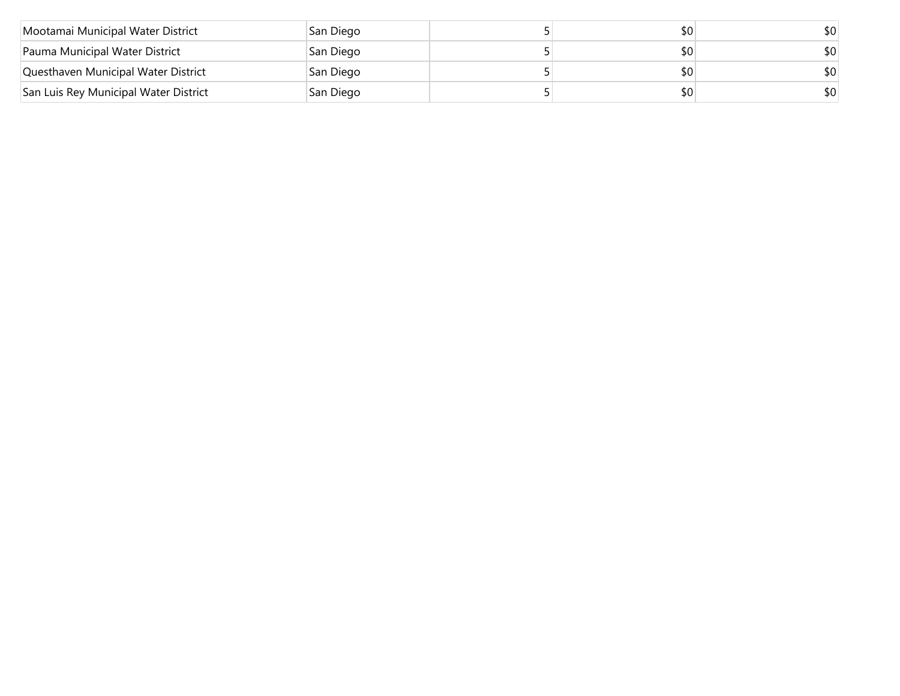| | | | | |
|---|---|---|---|---|
| Mootamai Municipal Water District | San Diego | 5 | $0 | $0 |
| Pauma Municipal Water District | San Diego | 5 | $0 | $0 |
| Questhaven Municipal Water District | San Diego | 5 | $0 | $0 |
| San Luis Rey Municipal Water District | San Diego | 5 | $0 | $0 |